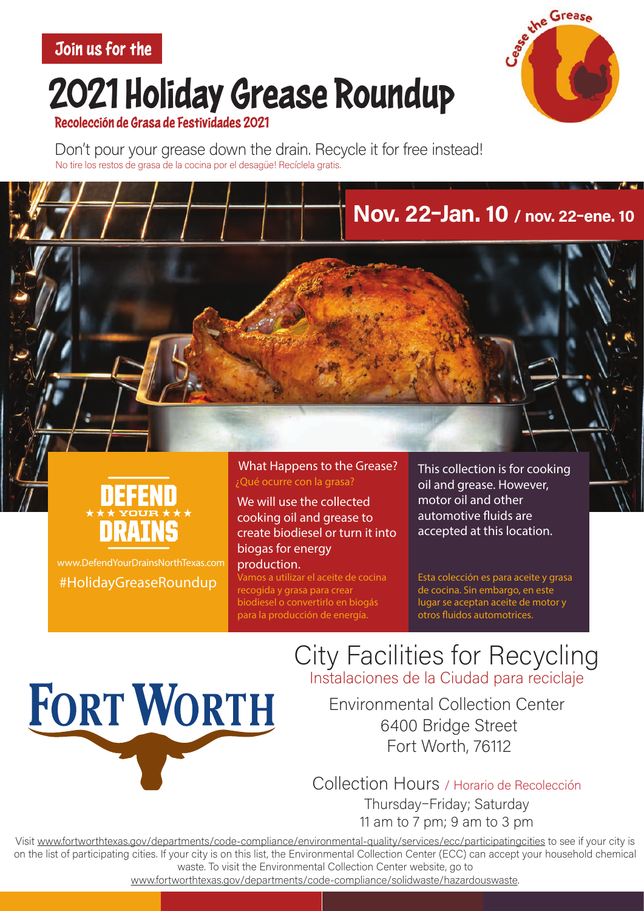Join us for the

# 2021 Holiday Grease Roundup

**Recolección de Grasa de Festividades 2021**

Don't pour your grease down the drain. Recycle it for free instead!

No tire los restos de grasa de la cocina por el desagüe! Recíclela gratis.

Cease the Grease

## Nov. 22–Jan. 10 / nov. 22-ene. 10

DEFEND ★★★ YOUR ★★★ DRAINS

www.DefendYourDrainsNorthTexas.com

#HolidayGreaseRoundup

### What Happens to the Grease?

¿Qué ocurre con la grasa?

We will use the collected cooking oil and grease to create biodiesel or turn it into biogas for energy production.

Vamos a utilizar el aceite de cocina recogida y grasa para crear biodiesel o convertirlo en biogás para la producción de energía.

This collection is for cooking oil and grease. However, motor oil and other automotive fluids are accepted at this location.

Esta colección es para aceite y grasa de cocina. Sin embargo, en este lugar se aceptan aceite de motor y otros fluidos automotrices.

FORT WORTH

## City Facilities for Recycling

Instalaciones de la Ciudad para reciclaje

Environmental Collection Center
6400 Bridge Street
Fort Worth, 76112

### Collection Hours / Horario de Recolección

Thursday–Friday; Saturday
11 am to 7 pm; 9 am to 3 pm

Visit www.fortworthtexas.gov/departments/code-compliance/environmental-quality/services/ecc/participatingcities to see if your city is on the list of participating cities. If your city is on this list, the Environmental Collection Center (ECC) can accept your household chemical waste. To visit the Environmental Collection Center website, go to www.fortworthtexas.gov/departments/code-compliance/solidwaste/hazardouswaste.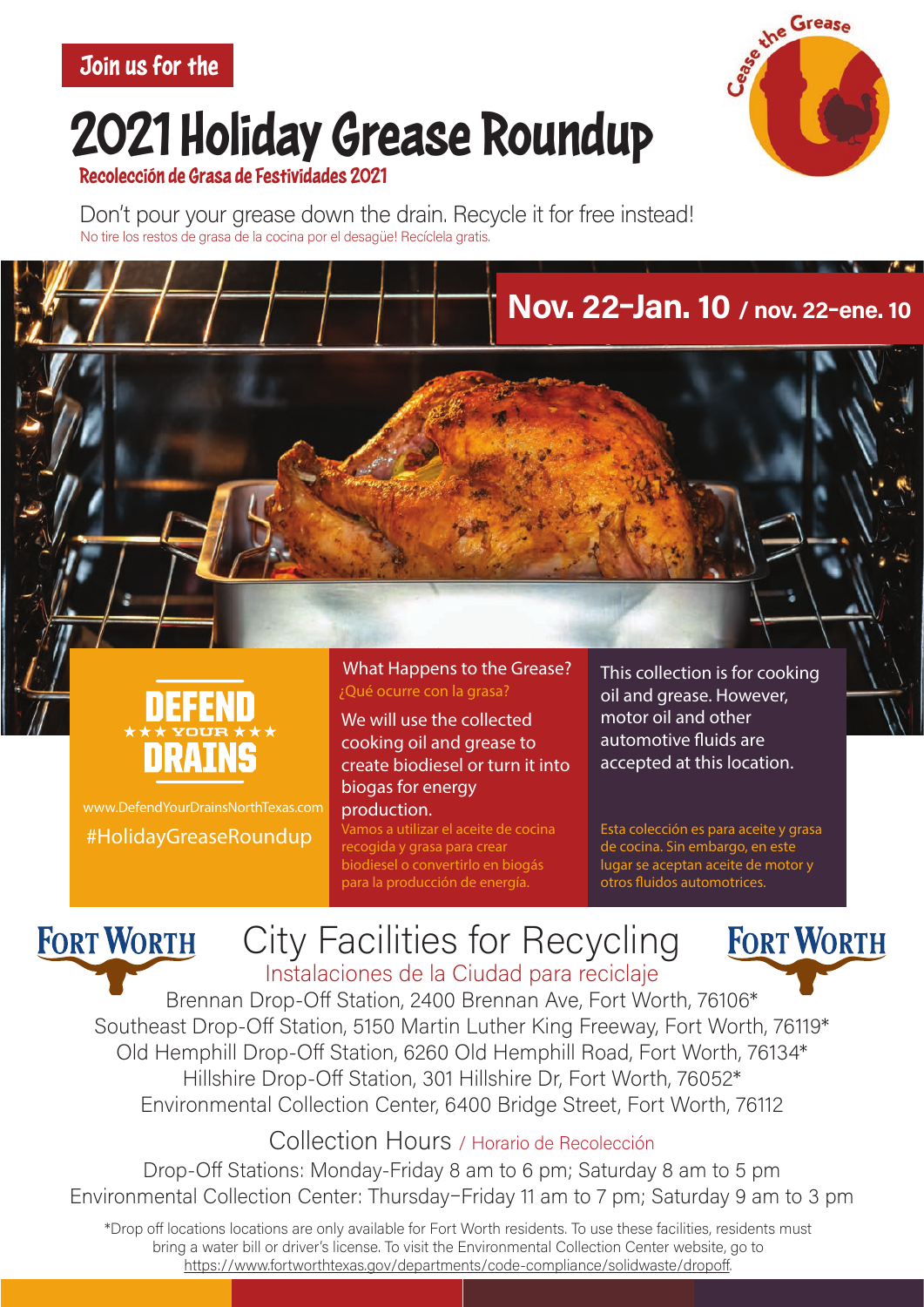Join us for the

# 2021 Holiday Grease Roundup

**Recolección de Grasa de Festividades 2021**

Cease the Grease

Don't pour your grease down the drain. Recycle it for free instead!

No tire los restos de grasa de la cocina por el desagüe! Recíclela gratis.

## Nov. 22–Jan. 10 / nov. 22–ene. 10

**DEFEND ★★★ YOUR ★★★ DRAINS**

www.DefendYourDrainsNorthTexas.com

#HolidayGreaseRoundup

### What Happens to the Grease?

¿Qué ocurre con la grasa?

We will use the collected cooking oil and grease to create biodiesel or turn it into biogas for energy production.

Vamos a utilizar el aceite de cocina recogida y grasa para crear biodiesel o convertirlo en biogás para la producción de energía.

This collection is for cooking oil and grease. However, motor oil and other automotive fluids are accepted at this location.

Esta colección es para aceite y grasa de cocina. Sin embargo, en este lugar se aceptan aceite de motor y otros fluidos automotrices.

FORT WORTH

## City Facilities for Recycling

Instalaciones de la Ciudad para reciclaje

Brennan Drop-Off Station, 2400 Brennan Ave, Fort Worth, 76106*
Southeast Drop-Off Station, 5150 Martin Luther King Freeway, Fort Worth, 76119*
Old Hemphill Drop-Off Station, 6260 Old Hemphill Road, Fort Worth, 76134*
Hillshire Drop-Off Station, 301 Hillshire Dr, Fort Worth, 76052*
Environmental Collection Center, 6400 Bridge Street, Fort Worth, 76112

## Collection Hours / Horario de Recolección

Drop-Off Stations: Monday-Friday 8 am to 6 pm; Saturday 8 am to 5 pm
Environmental Collection Center: Thursday–Friday 11 am to 7 pm; Saturday 9 am to 3 pm

*Drop off locations locations are only available for Fort Worth residents. To use these facilities, residents must bring a water bill or driver's license. To visit the Environmental Collection Center website, go to https://www.fortworthtexas.gov/departments/code-compliance/solidwaste/dropoff.